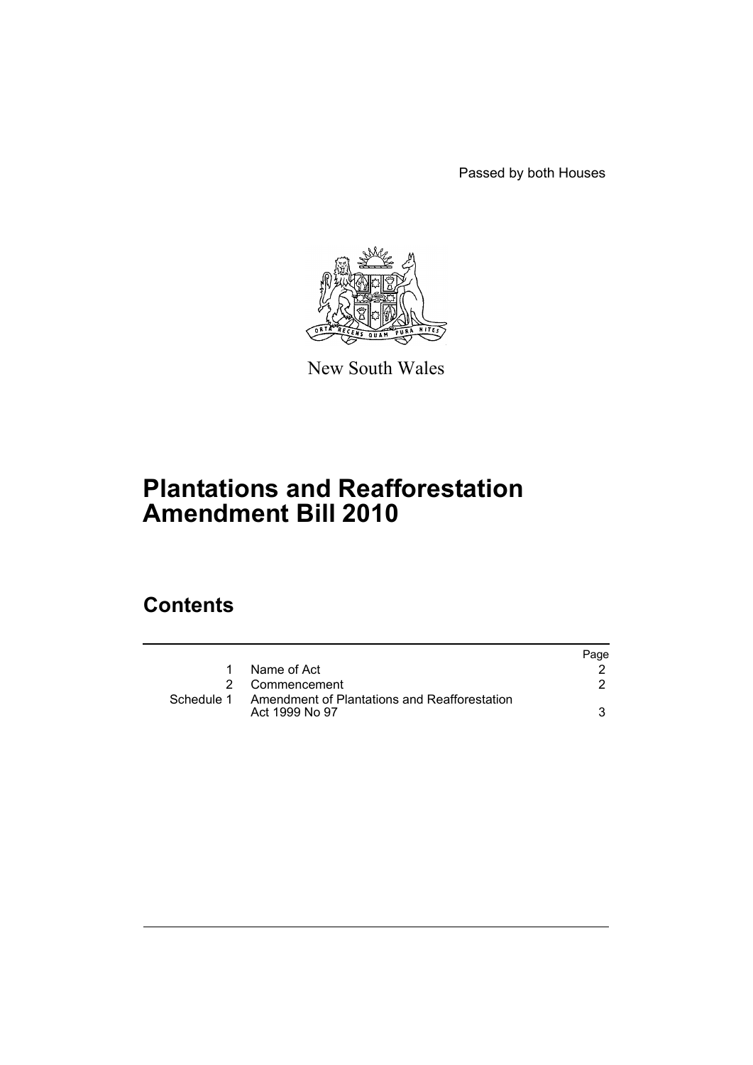Passed by both Houses

New South Wales

# Plantations and Reafforestation Amendment Bill 2010

## Contents

| | | Page |
|---|---|---|
| 1 | Name of Act | 2 |
| 2 | Commencement | 2 |
| Schedule 1 | Amendment of Plantations and Reafforestation Act 1999 No 97 | 3 |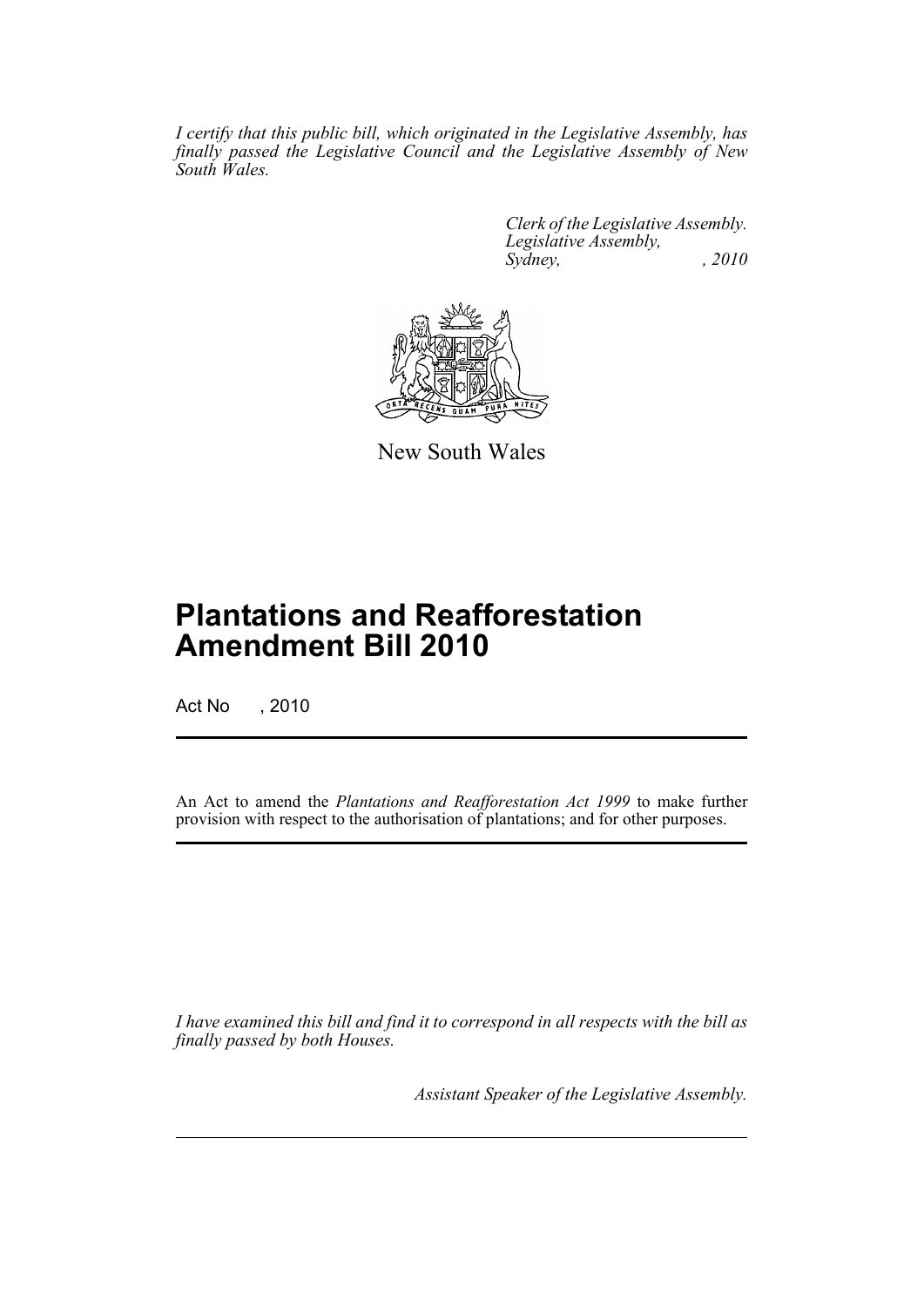*I certify that this public bill, which originated in the Legislative Assembly, has finally passed the Legislative Council and the Legislative Assembly of New South Wales.*

*Clerk of the Legislative Assembly.*
*Legislative Assembly,*
*Sydney, , 2010*

New South Wales

# Plantations and Reafforestation Amendment Bill 2010

Act No , 2010

An Act to amend the *Plantations and Reafforestation Act 1999* to make further provision with respect to the authorisation of plantations; and for other purposes.

*I have examined this bill and find it to correspond in all respects with the bill as finally passed by both Houses.*

*Assistant Speaker of the Legislative Assembly.*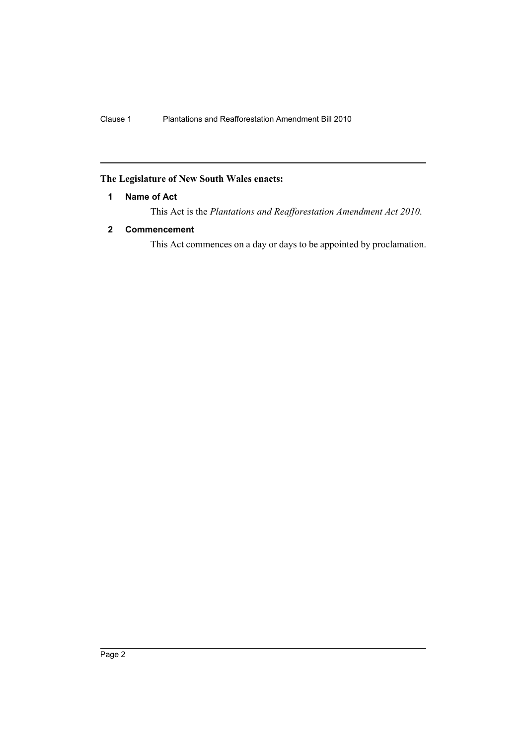**The Legislature of New South Wales enacts:**

**1 Name of Act**

This Act is the *Plantations and Reafforestation Amendment Act 2010*.

**2 Commencement**

This Act commences on a day or days to be appointed by proclamation.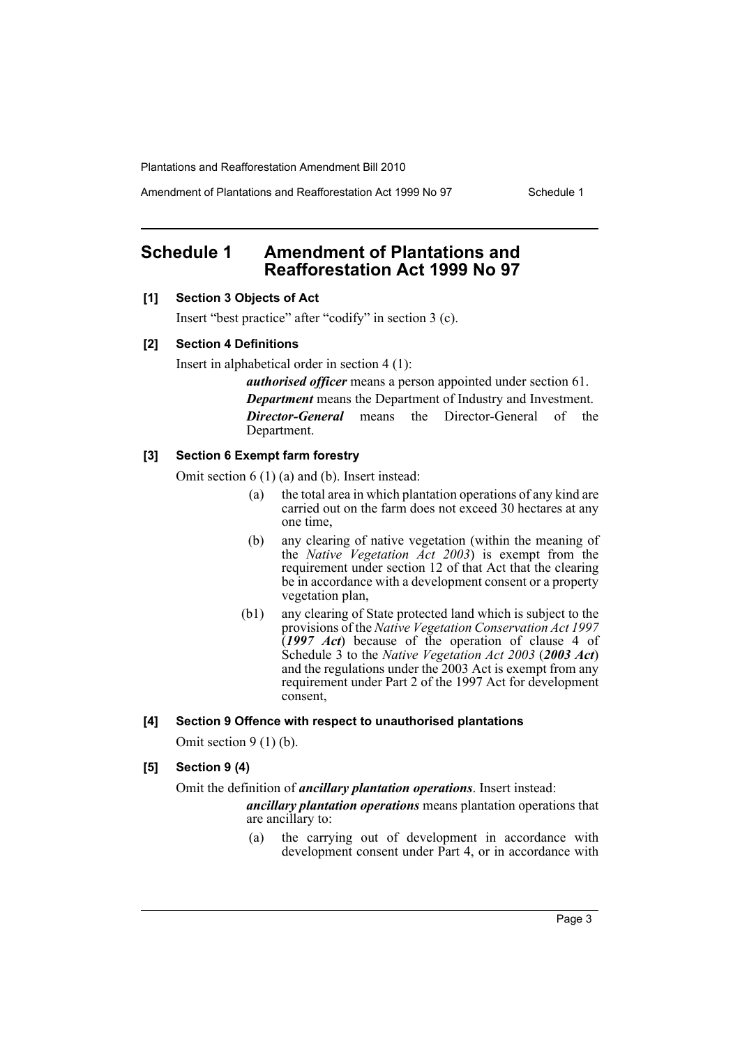## Schedule 1 Amendment of Plantations and Reafforestation Act 1999 No 97

**[1] Section 3 Objects of Act**

Insert "best practice" after "codify" in section 3 (c).

**[2] Section 4 Definitions**

Insert in alphabetical order in section 4 (1):

> ***authorised officer*** means a person appointed under section 61.
>
> ***Department*** means the Department of Industry and Investment.
>
> ***Director-General*** means the Director-General of the Department.

**[3] Section 6 Exempt farm forestry**

Omit section 6 (1) (a) and (b). Insert instead:

> (a) the total area in which plantation operations of any kind are carried out on the farm does not exceed 30 hectares at any one time,
>
> (b) any clearing of native vegetation (within the meaning of the *Native Vegetation Act 2003*) is exempt from the requirement under section 12 of that Act that the clearing be in accordance with a development consent or a property vegetation plan,
>
> (b1) any clearing of State protected land which is subject to the provisions of the *Native Vegetation Conservation Act 1997* (***1997 Act***) because of the operation of clause 4 of Schedule 3 to the *Native Vegetation Act 2003* (***2003 Act***) and the regulations under the 2003 Act is exempt from any requirement under Part 2 of the 1997 Act for development consent,

**[4] Section 9 Offence with respect to unauthorised plantations**

Omit section 9 (1) (b).

**[5] Section 9 (4)**

Omit the definition of ***ancillary plantation operations***. Insert instead:

> ***ancillary plantation operations*** means plantation operations that are ancillary to:
>
> (a) the carrying out of development in accordance with development consent under Part 4, or in accordance with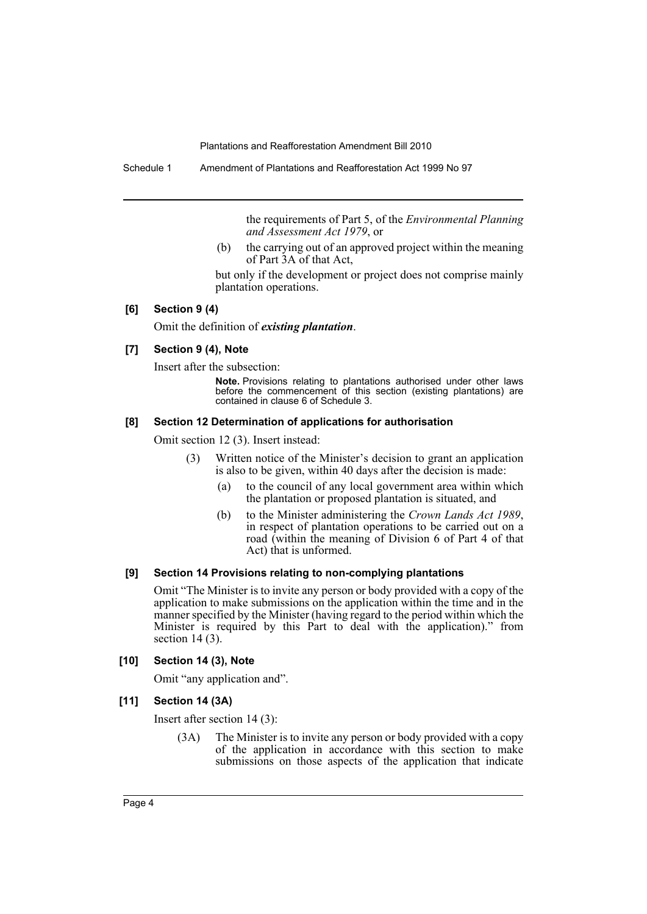the requirements of Part 5, of the *Environmental Planning and Assessment Act 1979*, or

(b) the carrying out of an approved project within the meaning of Part 3A of that Act,

but only if the development or project does not comprise mainly plantation operations.

#### [6] Section 9 (4)

Omit the definition of ***existing plantation***.

#### [7] Section 9 (4), Note

Insert after the subsection:

**Note.** Provisions relating to plantations authorised under other laws before the commencement of this section (existing plantations) are contained in clause 6 of Schedule 3.

#### [8] Section 12 Determination of applications for authorisation

Omit section 12 (3). Insert instead:

(3) Written notice of the Minister's decision to grant an application is also to be given, within 40 days after the decision is made:

(a) to the council of any local government area within which the plantation or proposed plantation is situated, and

(b) to the Minister administering the *Crown Lands Act 1989*, in respect of plantation operations to be carried out on a road (within the meaning of Division 6 of Part 4 of that Act) that is unformed.

#### [9] Section 14 Provisions relating to non-complying plantations

Omit "The Minister is to invite any person or body provided with a copy of the application to make submissions on the application within the time and in the manner specified by the Minister (having regard to the period within which the Minister is required by this Part to deal with the application)." from section 14 (3).

#### [10] Section 14 (3), Note

Omit "any application and".

#### [11] Section 14 (3A)

Insert after section 14 (3):

(3A) The Minister is to invite any person or body provided with a copy of the application in accordance with this section to make submissions on those aspects of the application that indicate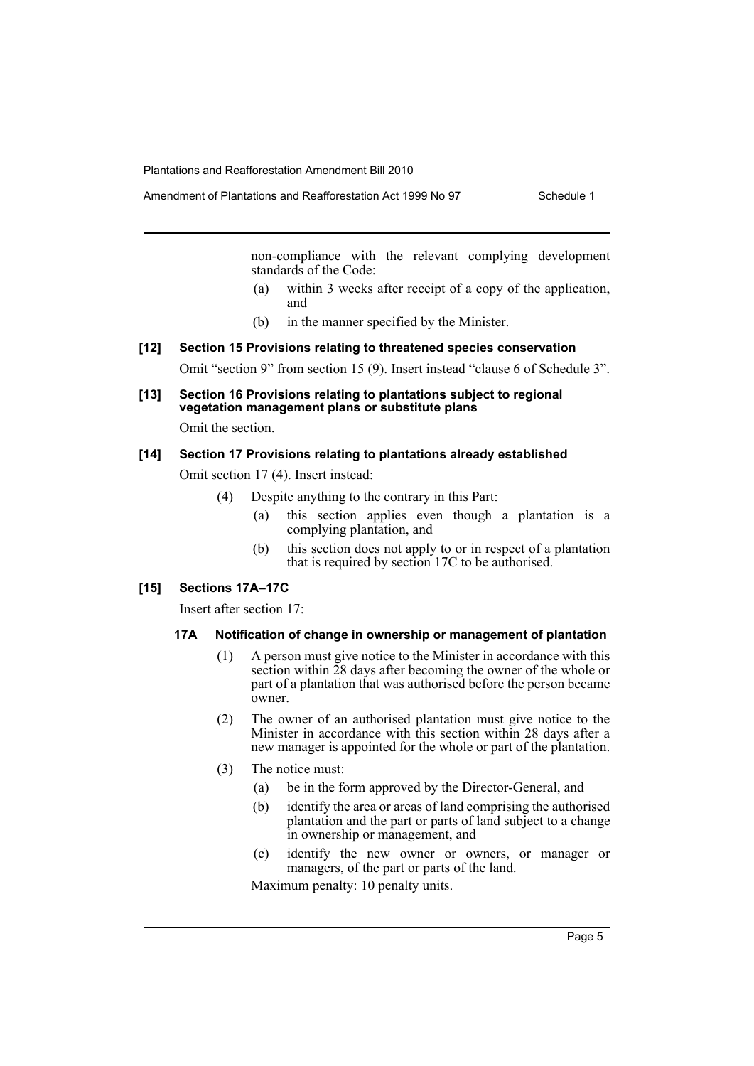non-compliance with the relevant complying development standards of the Code:

(a) within 3 weeks after receipt of a copy of the application, and

(b) in the manner specified by the Minister.

**[12] Section 15 Provisions relating to threatened species conservation**

Omit "section 9" from section 15 (9). Insert instead "clause 6 of Schedule 3".

**[13] Section 16 Provisions relating to plantations subject to regional vegetation management plans or substitute plans**

Omit the section.

**[14] Section 17 Provisions relating to plantations already established**

Omit section 17 (4). Insert instead:

(4) Despite anything to the contrary in this Part:

(a) this section applies even though a plantation is a complying plantation, and

(b) this section does not apply to or in respect of a plantation that is required by section 17C to be authorised.

**[15] Sections 17A–17C**

Insert after section 17:

**17A Notification of change in ownership or management of plantation**

(1) A person must give notice to the Minister in accordance with this section within 28 days after becoming the owner of the whole or part of a plantation that was authorised before the person became owner.

(2) The owner of an authorised plantation must give notice to the Minister in accordance with this section within 28 days after a new manager is appointed for the whole or part of the plantation.

(3) The notice must:

(a) be in the form approved by the Director-General, and

(b) identify the area or areas of land comprising the authorised plantation and the part or parts of land subject to a change in ownership or management, and

(c) identify the new owner or owners, or manager or managers, of the part or parts of the land.

Maximum penalty: 10 penalty units.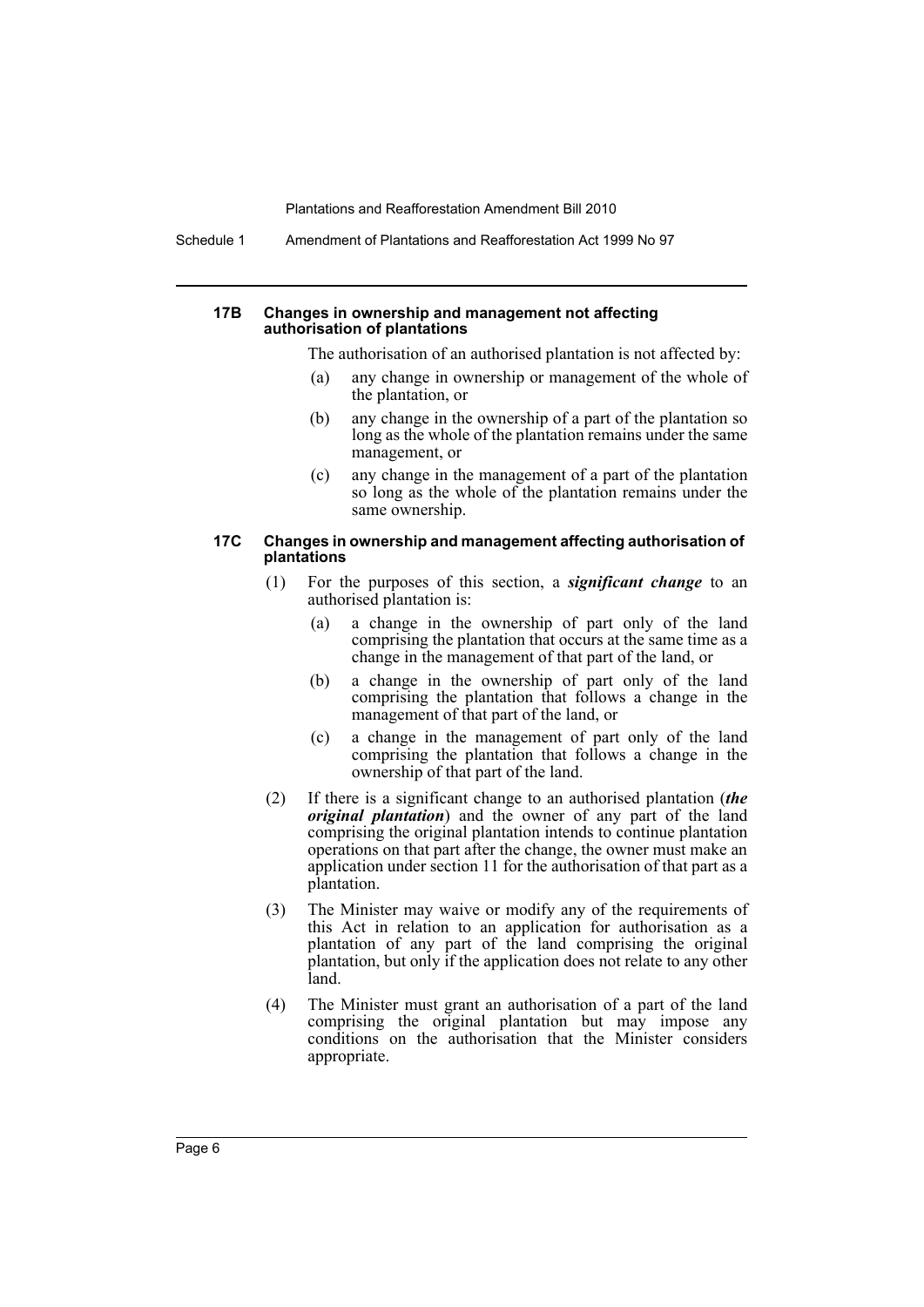#### 17B Changes in ownership and management not affecting authorisation of plantations

The authorisation of an authorised plantation is not affected by:

(a) any change in ownership or management of the whole of the plantation, or

(b) any change in the ownership of a part of the plantation so long as the whole of the plantation remains under the same management, or

(c) any change in the management of a part of the plantation so long as the whole of the plantation remains under the same ownership.

#### 17C Changes in ownership and management affecting authorisation of plantations

(1) For the purposes of this section, a ***significant change*** to an authorised plantation is:

(a) a change in the ownership of part only of the land comprising the plantation that occurs at the same time as a change in the management of that part of the land, or

(b) a change in the ownership of part only of the land comprising the plantation that follows a change in the management of that part of the land, or

(c) a change in the management of part only of the land comprising the plantation that follows a change in the ownership of that part of the land.

(2) If there is a significant change to an authorised plantation (***the original plantation***) and the owner of any part of the land comprising the original plantation intends to continue plantation operations on that part after the change, the owner must make an application under section 11 for the authorisation of that part as a plantation.

(3) The Minister may waive or modify any of the requirements of this Act in relation to an application for authorisation as a plantation of any part of the land comprising the original plantation, but only if the application does not relate to any other land.

(4) The Minister must grant an authorisation of a part of the land comprising the original plantation but may impose any conditions on the authorisation that the Minister considers appropriate.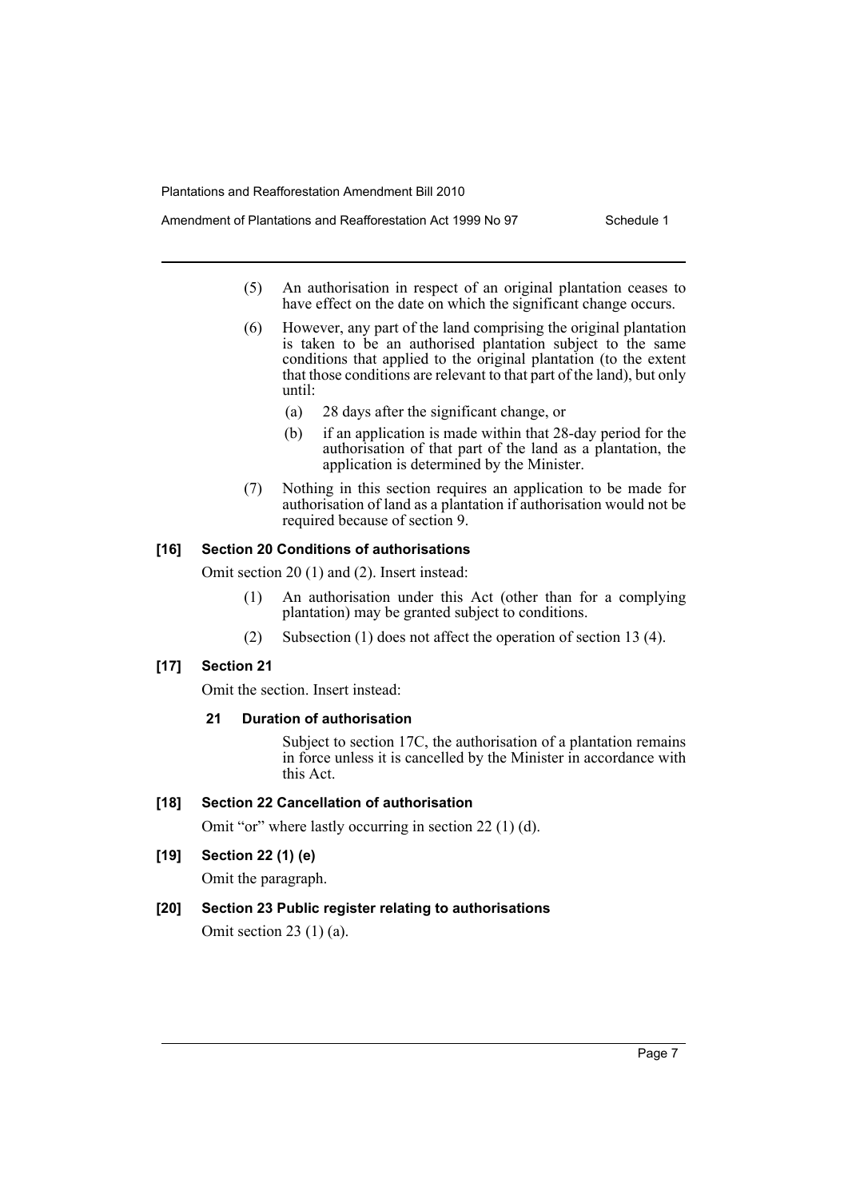(5) An authorisation in respect of an original plantation ceases to have effect on the date on which the significant change occurs.

(6) However, any part of the land comprising the original plantation is taken to be an authorised plantation subject to the same conditions that applied to the original plantation (to the extent that those conditions are relevant to that part of the land), but only until:

(a) 28 days after the significant change, or

(b) if an application is made within that 28-day period for the authorisation of that part of the land as a plantation, the application is determined by the Minister.

(7) Nothing in this section requires an application to be made for authorisation of land as a plantation if authorisation would not be required because of section 9.

**[16] Section 20 Conditions of authorisations**

Omit section 20 (1) and (2). Insert instead:

(1) An authorisation under this Act (other than for a complying plantation) may be granted subject to conditions.

(2) Subsection (1) does not affect the operation of section 13 (4).

**[17] Section 21**

Omit the section. Insert instead:

**21 Duration of authorisation**

Subject to section 17C, the authorisation of a plantation remains in force unless it is cancelled by the Minister in accordance with this Act.

**[18] Section 22 Cancellation of authorisation**

Omit "or" where lastly occurring in section 22 (1) (d).

**[19] Section 22 (1) (e)**

Omit the paragraph.

**[20] Section 23 Public register relating to authorisations**

Omit section 23 (1) (a).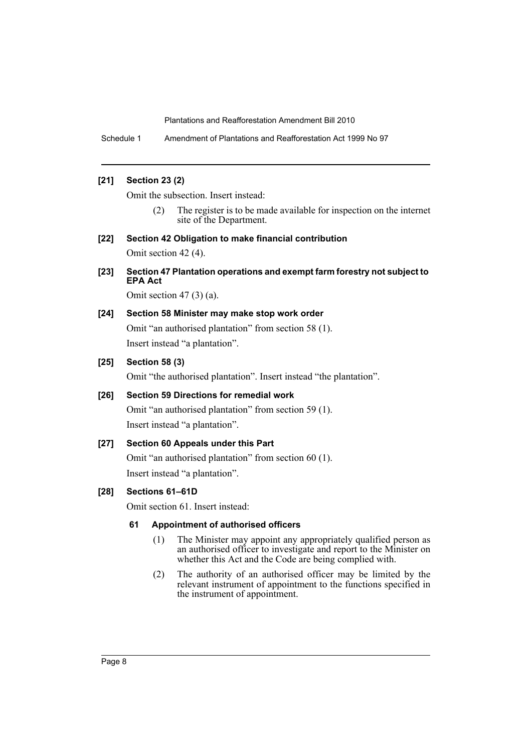**[21] Section 23 (2)**

Omit the subsection. Insert instead:

> (2) The register is to be made available for inspection on the internet site of the Department.

**[22] Section 42 Obligation to make financial contribution**

Omit section 42 (4).

**[23] Section 47 Plantation operations and exempt farm forestry not subject to EPA Act**

Omit section 47 (3) (a).

**[24] Section 58 Minister may make stop work order**

Omit "an authorised plantation" from section 58 (1).

Insert instead "a plantation".

**[25] Section 58 (3)**

Omit "the authorised plantation". Insert instead "the plantation".

**[26] Section 59 Directions for remedial work**

Omit "an authorised plantation" from section 59 (1).

Insert instead "a plantation".

**[27] Section 60 Appeals under this Part**

Omit "an authorised plantation" from section 60 (1).

Insert instead "a plantation".

**[28] Sections 61–61D**

Omit section 61. Insert instead:

**61 Appointment of authorised officers**

> (1) The Minister may appoint any appropriately qualified person as an authorised officer to investigate and report to the Minister on whether this Act and the Code are being complied with.
>
> (2) The authority of an authorised officer may be limited by the relevant instrument of appointment to the functions specified in the instrument of appointment.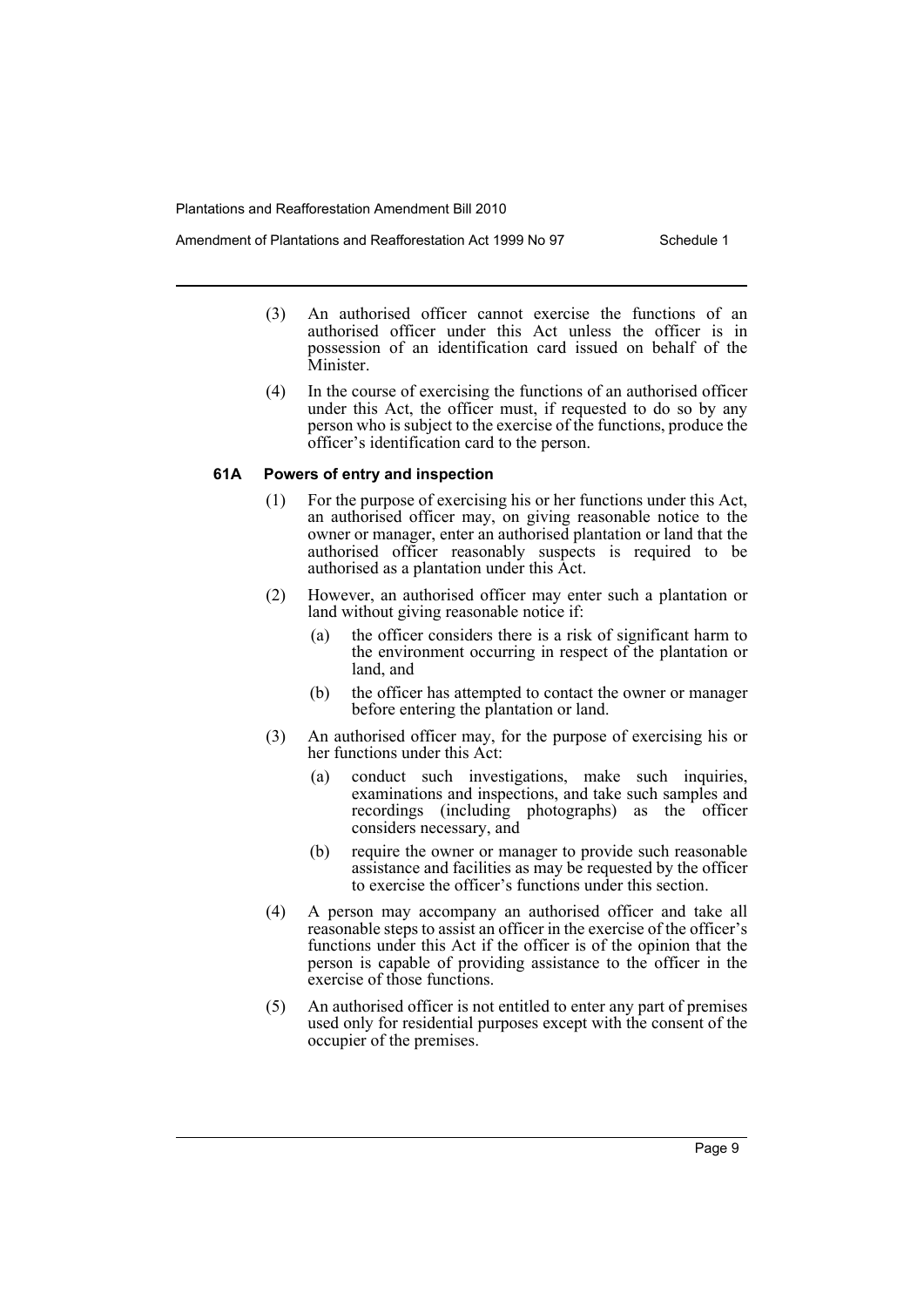(3) An authorised officer cannot exercise the functions of an authorised officer under this Act unless the officer is in possession of an identification card issued on behalf of the Minister.

(4) In the course of exercising the functions of an authorised officer under this Act, the officer must, if requested to do so by any person who is subject to the exercise of the functions, produce the officer's identification card to the person.

### 61A Powers of entry and inspection

(1) For the purpose of exercising his or her functions under this Act, an authorised officer may, on giving reasonable notice to the owner or manager, enter an authorised plantation or land that the authorised officer reasonably suspects is required to be authorised as a plantation under this Act.

(2) However, an authorised officer may enter such a plantation or land without giving reasonable notice if:

- (a) the officer considers there is a risk of significant harm to the environment occurring in respect of the plantation or land, and
- (b) the officer has attempted to contact the owner or manager before entering the plantation or land.

(3) An authorised officer may, for the purpose of exercising his or her functions under this Act:

- (a) conduct such investigations, make such inquiries, examinations and inspections, and take such samples and recordings (including photographs) as the officer considers necessary, and
- (b) require the owner or manager to provide such reasonable assistance and facilities as may be requested by the officer to exercise the officer's functions under this section.

(4) A person may accompany an authorised officer and take all reasonable steps to assist an officer in the exercise of the officer's functions under this Act if the officer is of the opinion that the person is capable of providing assistance to the officer in the exercise of those functions.

(5) An authorised officer is not entitled to enter any part of premises used only for residential purposes except with the consent of the occupier of the premises.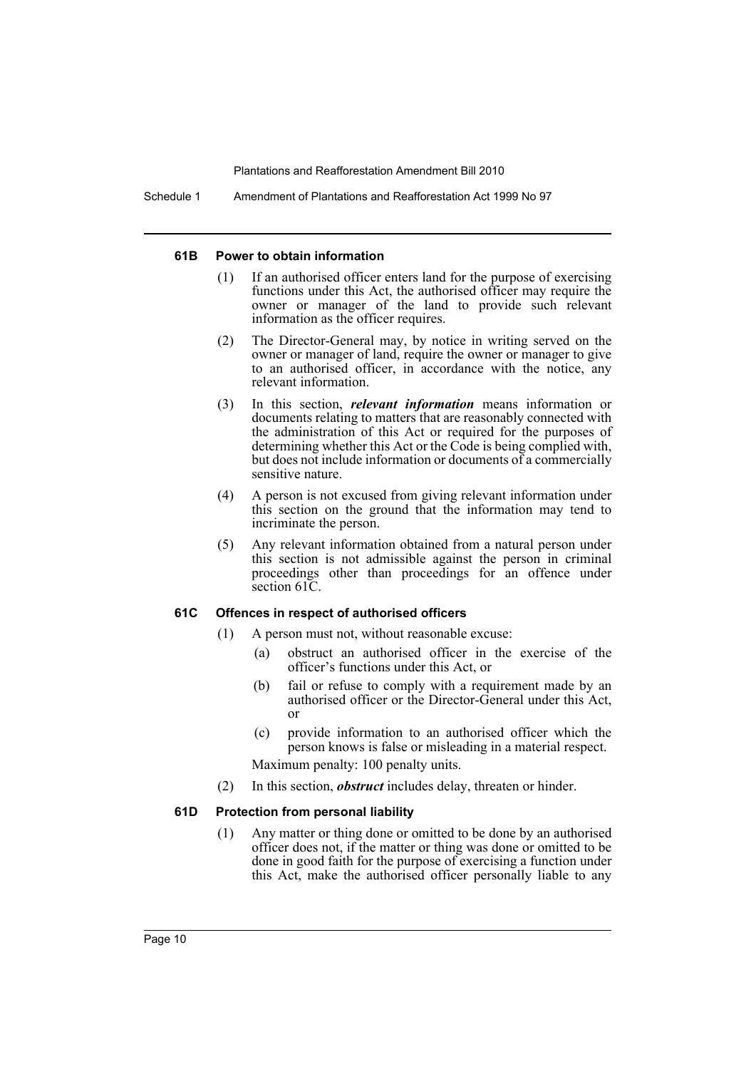#### 61B Power to obtain information

(1) If an authorised officer enters land for the purpose of exercising functions under this Act, the authorised officer may require the owner or manager of the land to provide such relevant information as the officer requires.

(2) The Director-General may, by notice in writing served on the owner or manager of land, require the owner or manager to give to an authorised officer, in accordance with the notice, any relevant information.

(3) In this section, ***relevant information*** means information or documents relating to matters that are reasonably connected with the administration of this Act or required for the purposes of determining whether this Act or the Code is being complied with, but does not include information or documents of a commercially sensitive nature.

(4) A person is not excused from giving relevant information under this section on the ground that the information may tend to incriminate the person.

(5) Any relevant information obtained from a natural person under this section is not admissible against the person in criminal proceedings other than proceedings for an offence under section 61C.

#### 61C Offences in respect of authorised officers

(1) A person must not, without reasonable excuse:

   (a) obstruct an authorised officer in the exercise of the officer's functions under this Act, or

   (b) fail or refuse to comply with a requirement made by an authorised officer or the Director-General under this Act, or

   (c) provide information to an authorised officer which the person knows is false or misleading in a material respect.

   Maximum penalty: 100 penalty units.

(2) In this section, ***obstruct*** includes delay, threaten or hinder.

#### 61D Protection from personal liability

(1) Any matter or thing done or omitted to be done by an authorised officer does not, if the matter or thing was done or omitted to be done in good faith for the purpose of exercising a function under this Act, make the authorised officer personally liable to any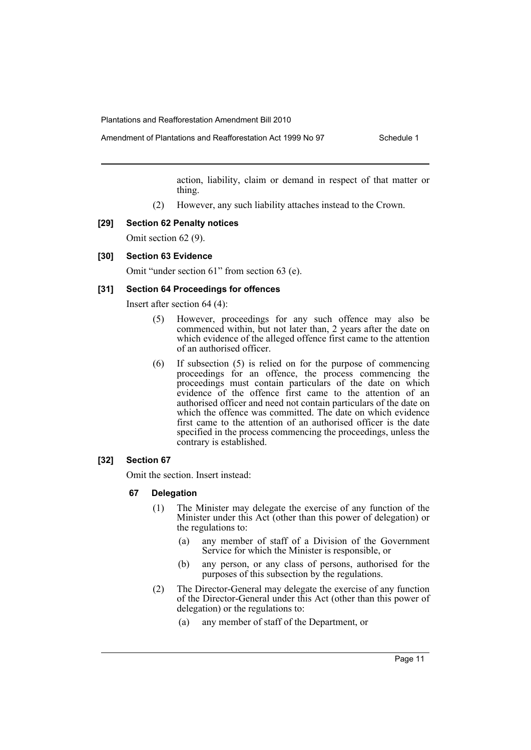action, liability, claim or demand in respect of that matter or thing.

(2) However, any such liability attaches instead to the Crown.

**[29] Section 62 Penalty notices**

Omit section 62 (9).

**[30] Section 63 Evidence**

Omit "under section 61" from section 63 (e).

**[31] Section 64 Proceedings for offences**

Insert after section 64 (4):

(5) However, proceedings for any such offence may also be commenced within, but not later than, 2 years after the date on which evidence of the alleged offence first came to the attention of an authorised officer.

(6) If subsection (5) is relied on for the purpose of commencing proceedings for an offence, the process commencing the proceedings must contain particulars of the date on which evidence of the offence first came to the attention of an authorised officer and need not contain particulars of the date on which the offence was committed. The date on which evidence first came to the attention of an authorised officer is the date specified in the process commencing the proceedings, unless the contrary is established.

**[32] Section 67**

Omit the section. Insert instead:

**67 Delegation**

(1) The Minister may delegate the exercise of any function of the Minister under this Act (other than this power of delegation) or the regulations to:

(a) any member of staff of a Division of the Government Service for which the Minister is responsible, or

(b) any person, or any class of persons, authorised for the purposes of this subsection by the regulations.

(2) The Director-General may delegate the exercise of any function of the Director-General under this Act (other than this power of delegation) or the regulations to:

(a) any member of staff of the Department, or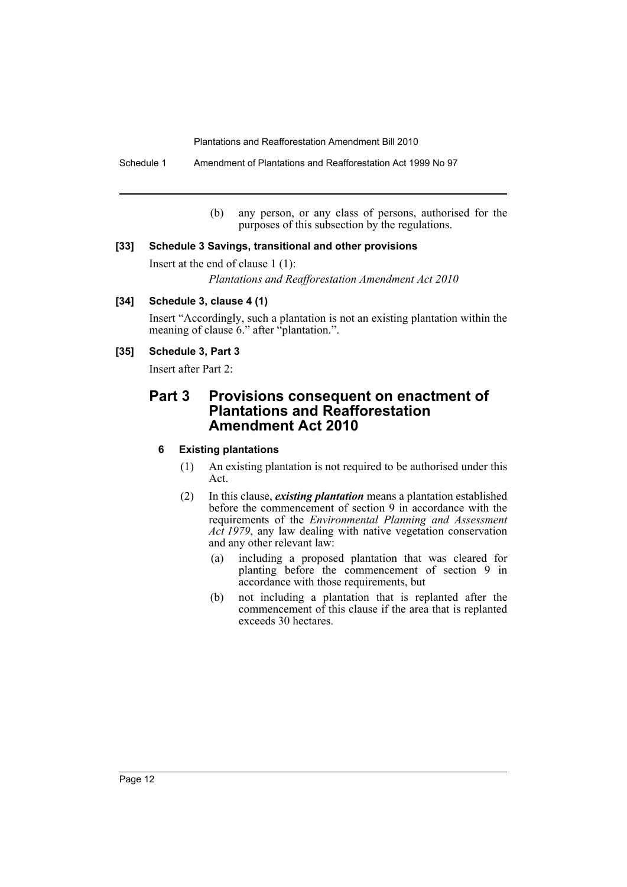(b) any person, or any class of persons, authorised for the purposes of this subsection by the regulations.

**[33] Schedule 3 Savings, transitional and other provisions**

Insert at the end of clause 1 (1):

*Plantations and Reafforestation Amendment Act 2010*

**[34] Schedule 3, clause 4 (1)**

Insert "Accordingly, such a plantation is not an existing plantation within the meaning of clause 6." after "plantation.".

**[35] Schedule 3, Part 3**

Insert after Part 2:

## Part 3 Provisions consequent on enactment of Plantations and Reafforestation Amendment Act 2010

### 6 Existing plantations

(1) An existing plantation is not required to be authorised under this Act.

(2) In this clause, ***existing plantation*** means a plantation established before the commencement of section 9 in accordance with the requirements of the *Environmental Planning and Assessment Act 1979*, any law dealing with native vegetation conservation and any other relevant law:

(a) including a proposed plantation that was cleared for planting before the commencement of section 9 in accordance with those requirements, but

(b) not including a plantation that is replanted after the commencement of this clause if the area that is replanted exceeds 30 hectares.